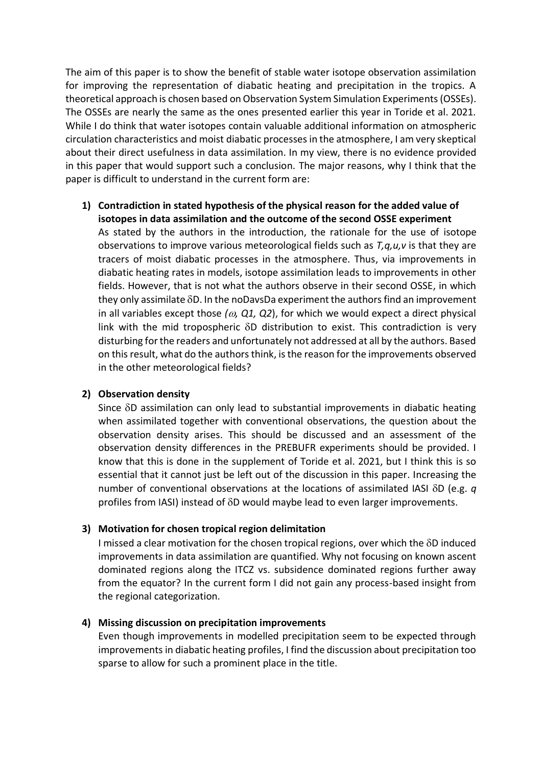The aim of this paper is to show the benefit of stable water isotope observation assimilation for improving the representation of diabatic heating and precipitation in the tropics. A theoretical approach is chosen based on Observation System Simulation Experiments (OSSEs). The OSSEs are nearly the same as the ones presented earlier this year in Toride et al. 2021. While I do think that water isotopes contain valuable additional information on atmospheric circulation characteristics and moist diabatic processes in the atmosphere, I am very skeptical about their direct usefulness in data assimilation. In my view, there is no evidence provided in this paper that would support such a conclusion. The major reasons, why I think that the paper is difficult to understand in the current form are:

1) **Contradiction in stated hypothesis of the physical reason for the added value of isotopes in data assimilation and the outcome of the second OSSE experiment**
   As stated by the authors in the introduction, the rationale for the use of isotope observations to improve various meteorological fields such as *T,q,u,v* is that they are tracers of moist diabatic processes in the atmosphere. Thus, via improvements in diabatic heating rates in models, isotope assimilation leads to improvements in other fields. However, that is not what the authors observe in their second OSSE, in which they only assimilate $\delta$D. In the noDavsDa experiment the authors find an improvement in all variables except those *($\omega$, Q1, Q2)*, for which we would expect a direct physical link with the mid tropospheric $\delta$D distribution to exist. This contradiction is very disturbing for the readers and unfortunately not addressed at all by the authors. Based on this result, what do the authors think, is the reason for the improvements observed in the other meteorological fields?

2) **Observation density**
   Since $\delta$D assimilation can only lead to substantial improvements in diabatic heating when assimilated together with conventional observations, the question about the observation density arises. This should be discussed and an assessment of the observation density differences in the PREBUFR experiments should be provided. I know that this is done in the supplement of Toride et al. 2021, but I think this is so essential that it cannot just be left out of the discussion in this paper. Increasing the number of conventional observations at the locations of assimilated IASI $\delta$D (e.g. *q* profiles from IASI) instead of $\delta$D would maybe lead to even larger improvements.

3) **Motivation for chosen tropical region delimitation**
   I missed a clear motivation for the chosen tropical regions, over which the $\delta$D induced improvements in data assimilation are quantified. Why not focusing on known ascent dominated regions along the ITCZ vs. subsidence dominated regions further away from the equator? In the current form I did not gain any process-based insight from the regional categorization.

4) **Missing discussion on precipitation improvements**
   Even though improvements in modelled precipitation seem to be expected through improvements in diabatic heating profiles, I find the discussion about precipitation too sparse to allow for such a prominent place in the title.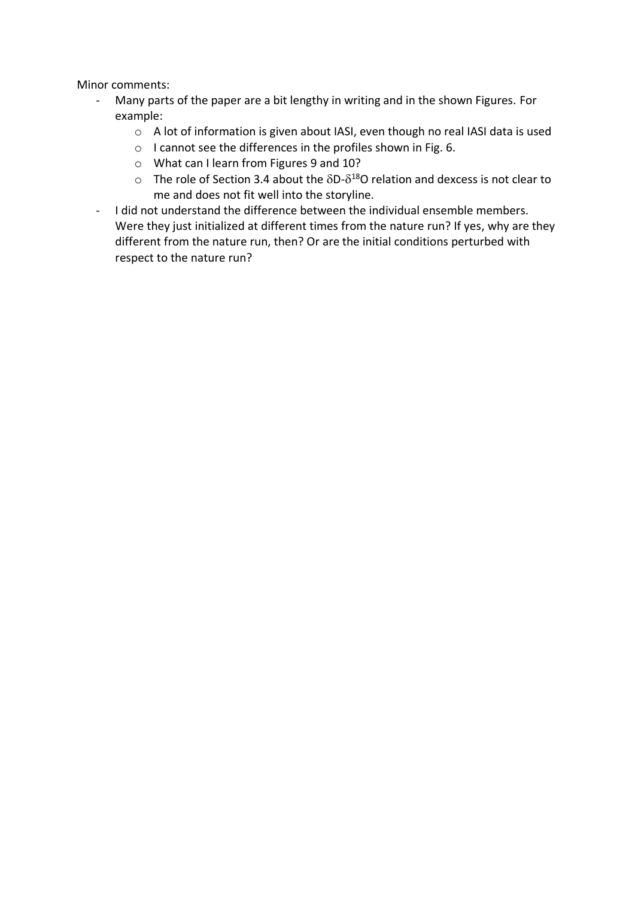Minor comments:

- Many parts of the paper are a bit lengthy in writing and in the shown Figures. For example:
  - A lot of information is given about IASI, even though no real IASI data is used
  - I cannot see the differences in the profiles shown in Fig. 6.
  - What can I learn from Figures 9 and 10?
  - The role of Section 3.4 about the $\delta D$-$\delta^{18}O$ relation and dexcess is not clear to me and does not fit well into the storyline.
- I did not understand the difference between the individual ensemble members. Were they just initialized at different times from the nature run? If yes, why are they different from the nature run, then? Or are the initial conditions perturbed with respect to the nature run?